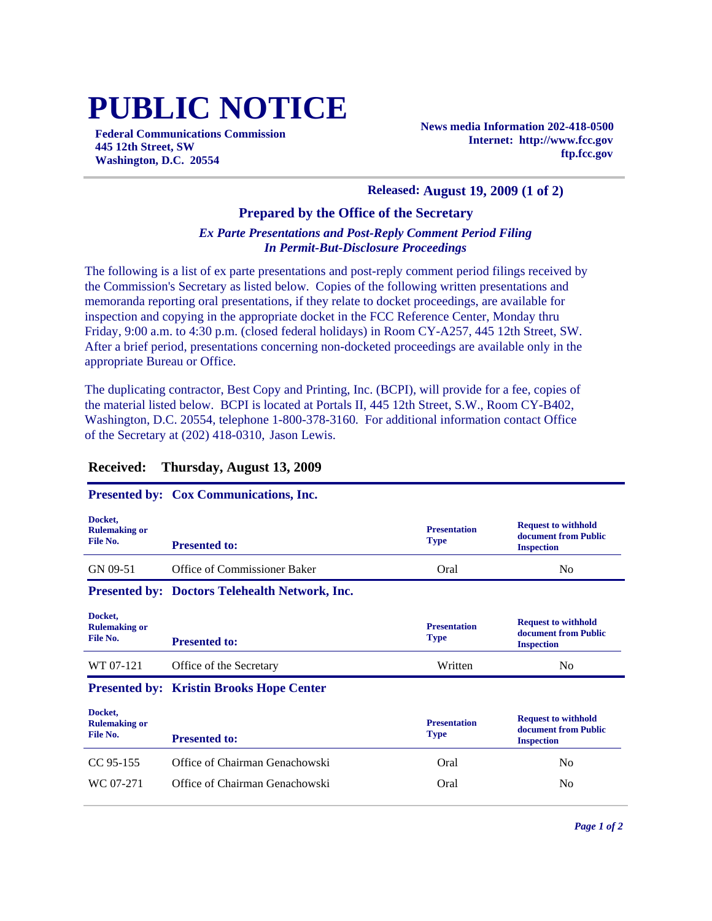# PUBLIC NOTICE

**Federal Communications Commission**
**445 12th Street, SW**
**Washington, D.C. 20554**

**News media Information 202-418-0500**
**Internet: http://www.fcc.gov**
**ftp.fcc.gov**

**Released: August 19, 2009 (1 of 2)**

### Prepared by the Office of the Secretary

***Ex Parte Presentations and Post-Reply Comment Period Filing In Permit-But-Disclosure Proceedings***

The following is a list of ex parte presentations and post-reply comment period filings received by the Commission's Secretary as listed below. Copies of the following written presentations and memoranda reporting oral presentations, if they relate to docket proceedings, are available for inspection and copying in the appropriate docket in the FCC Reference Center, Monday thru Friday, 9:00 a.m. to 4:30 p.m. (closed federal holidays) in Room CY-A257, 445 12th Street, SW. After a brief period, presentations concerning non-docketed proceedings are available only in the appropriate Bureau or Office.

The duplicating contractor, Best Copy and Printing, Inc. (BCPI), will provide for a fee, copies of the material listed below. BCPI is located at Portals II, 445 12th Street, S.W., Room CY-B402, Washington, D.C. 20554, telephone 1-800-378-3160. For additional information contact Office of the Secretary at (202) 418-0310, Jason Lewis.

## Received: Thursday, August 13, 2009

### Presented by: Cox Communications, Inc.

| Docket, Rulemaking or File No. | Presented to: | Presentation Type | Request to withhold document from Public Inspection |
|---|---|---|---|
| GN 09-51 | Office of Commissioner Baker | Oral | No |

### Presented by: Doctors Telehealth Network, Inc.

| Docket, Rulemaking or File No. | Presented to: | Presentation Type | Request to withhold document from Public Inspection |
|---|---|---|---|
| WT 07-121 | Office of the Secretary | Written | No |

### Presented by: Kristin Brooks Hope Center

| Docket, Rulemaking or File No. | Presented to: | Presentation Type | Request to withhold document from Public Inspection |
|---|---|---|---|
| CC 95-155 | Office of Chairman Genachowski | Oral | No |
| WC 07-271 | Office of Chairman Genachowski | Oral | No |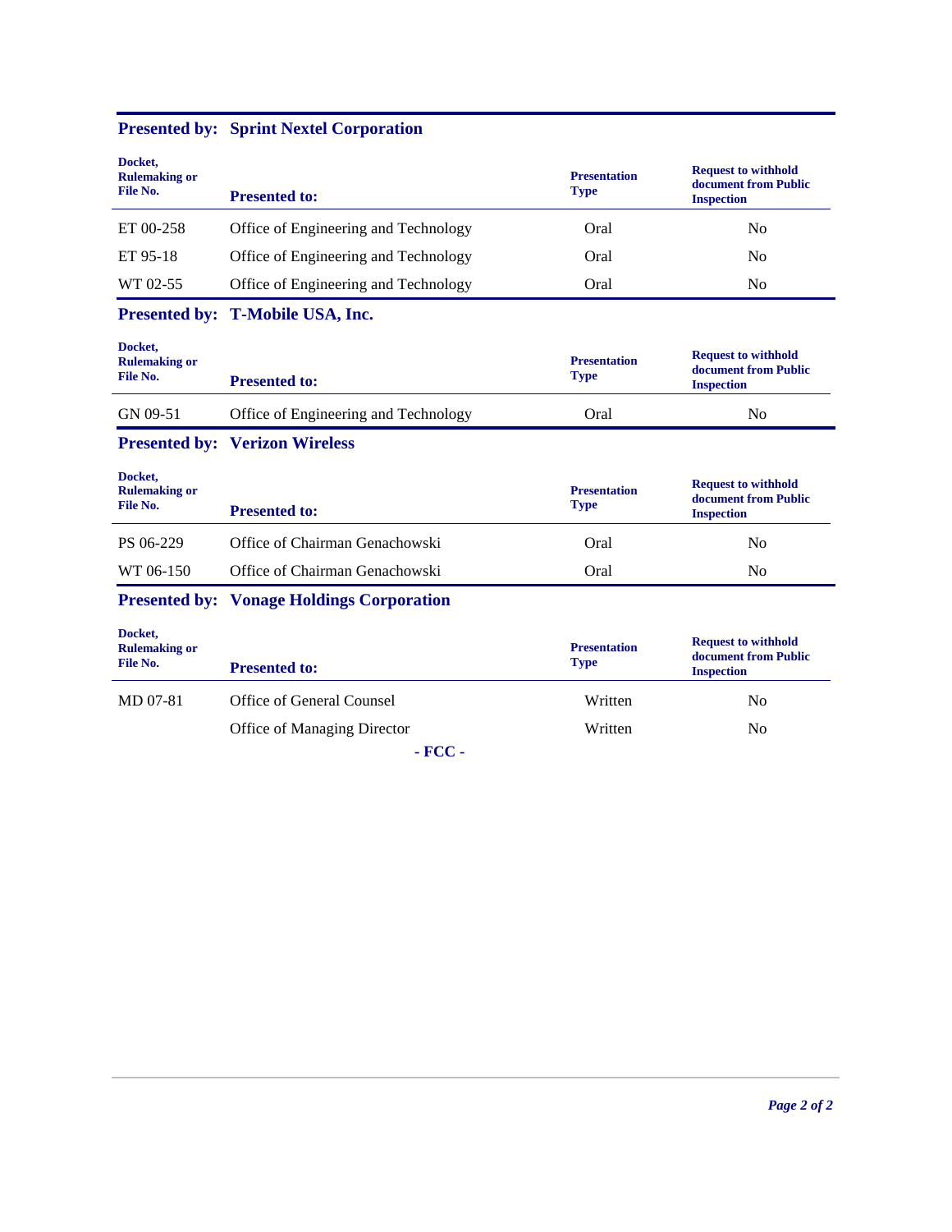## Presented by: Sprint Nextel Corporation

| Docket, Rulemaking or File No. | Presented to: | Presentation Type | Request to withhold document from Public Inspection |
|---|---|---|---|
| ET 00-258 | Office of Engineering and Technology | Oral | No |
| ET 95-18 | Office of Engineering and Technology | Oral | No |
| WT 02-55 | Office of Engineering and Technology | Oral | No |

## Presented by: T-Mobile USA, Inc.

| Docket, Rulemaking or File No. | Presented to: | Presentation Type | Request to withhold document from Public Inspection |
|---|---|---|---|
| GN 09-51 | Office of Engineering and Technology | Oral | No |

## Presented by: Verizon Wireless

| Docket, Rulemaking or File No. | Presented to: | Presentation Type | Request to withhold document from Public Inspection |
|---|---|---|---|
| PS 06-229 | Office of Chairman Genachowski | Oral | No |
| WT 06-150 | Office of Chairman Genachowski | Oral | No |

## Presented by: Vonage Holdings Corporation

| Docket, Rulemaking or File No. | Presented to: | Presentation Type | Request to withhold document from Public Inspection |
|---|---|---|---|
| MD 07-81 | Office of General Counsel | Written | No |
| | Office of Managing Director | Written | No |

**- FCC -**